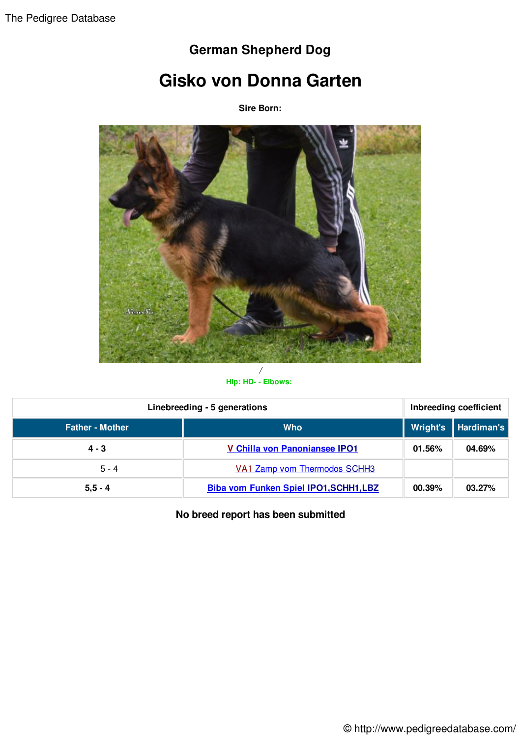The Pedigree Database

## German Shepherd Dog

# Gisko von Donna Garten

**Sire Born:**

/

Hip: HD- - Elbows:

| Linebreeding - 5 generations | | Inbreeding coefficient | |
|---|---|---|---|
| **Father - Mother** | **Who** | **Wright's** | **Hardiman's** |
| **4 - 3** | **V Chilla von Panoniansee IPO1** | **01.56%** | **04.69%** |
| 5 - 4 | VA1 Zamp vom Thermodos SCHH3 | | |
| **5,5 - 4** | **Biba vom Funken Spiel IPO1,SCHH1,LBZ** | **00.39%** | **03.27%** |

**No breed report has been submitted**

© http://www.pedigreedatabase.com/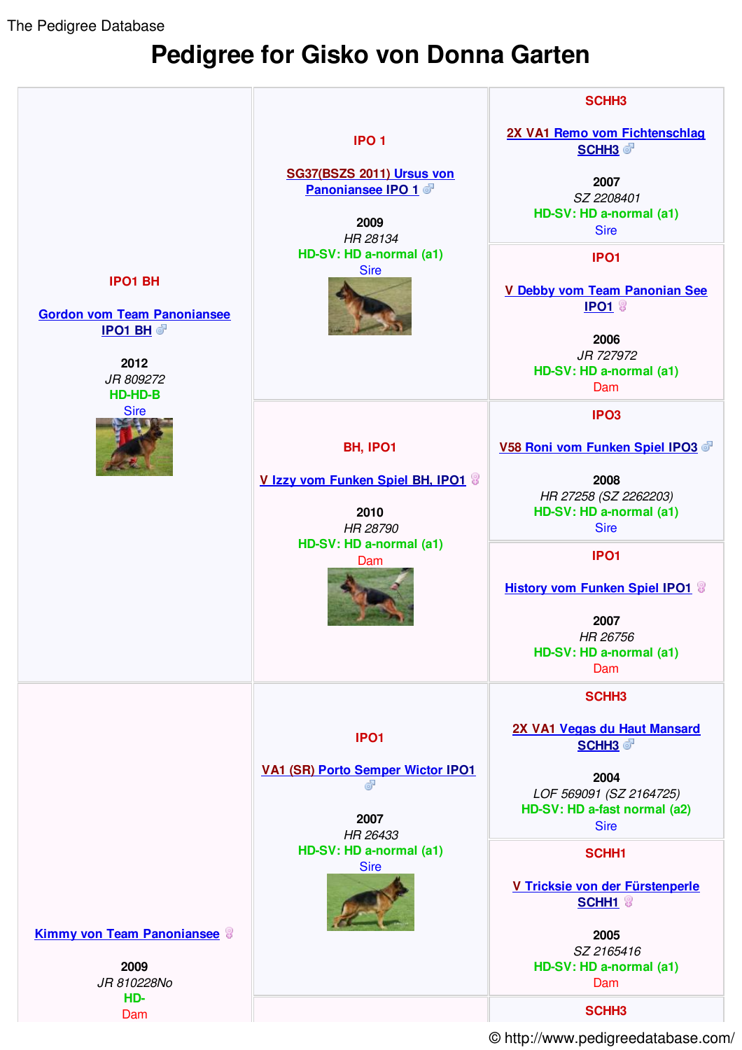The Pedigree Database

# Pedigree for Gisko von Donna Garten

| | | |
|---|---|---|
| IPO1 BH<br><br>Gordon vom Team Panoniansee IPO1 BH ♂<br><br>2012<br>*JR 809272*<br>HD-HD-B<br>Sire | IPO 1<br><br>SG37(BSZS 2011) Ursus von Panoniansee IPO 1 ♂<br><br>2009<br>*HR 28134*<br>HD-SV: HD a-normal (a1)<br>Sire | SCHH3<br><br>2X VA1 Remo vom Fichtenschlag SCHH3 ♂<br><br>2007<br>*SZ 2208401*<br>HD-SV: HD a-normal (a1)<br>Sire |
| | | IPO1<br><br>V Debby vom Team Panonian See IPO1 ♀<br><br>2006<br>*JR 727972*<br>HD-SV: HD a-normal (a1)<br>Dam |
| | BH, IPO1<br><br>V Izzy vom Funken Spiel BH, IPO1 ♀<br><br>2010<br>*HR 28790*<br>HD-SV: HD a-normal (a1)<br>Dam | IPO3<br><br>V58 Roni vom Funken Spiel IPO3 ♂<br><br>2008<br>*HR 27258 (SZ 2262203)*<br>HD-SV: HD a-normal (a1)<br>Sire |
| | | IPO1<br><br>History vom Funken Spiel IPO1 ♀<br><br>2007<br>*HR 26756*<br>HD-SV: HD a-normal (a1)<br>Dam |
| Kimmy von Team Panoniansee ♀<br><br>2009<br>*JR 810228No*<br>HD-<br>Dam | IPO1<br><br>VA1 (SR) Porto Semper Wictor IPO1 ♂<br><br>2007<br>*HR 26433*<br>HD-SV: HD a-normal (a1)<br>Sire | SCHH3<br><br>2X VA1 Vegas du Haut Mansard SCHH3 ♂<br><br>2004<br>*LOF 569091 (SZ 2164725)*<br>HD-SV: HD a-fast normal (a2)<br>Sire |
| | | SCHH1<br><br>V Tricksie von der Fürstenperle SCHH1 ♀<br><br>2005<br>*SZ 2165416*<br>HD-SV: HD a-normal (a1)<br>Dam |
| | | SCHH3 |

© http://www.pedigreedatabase.com/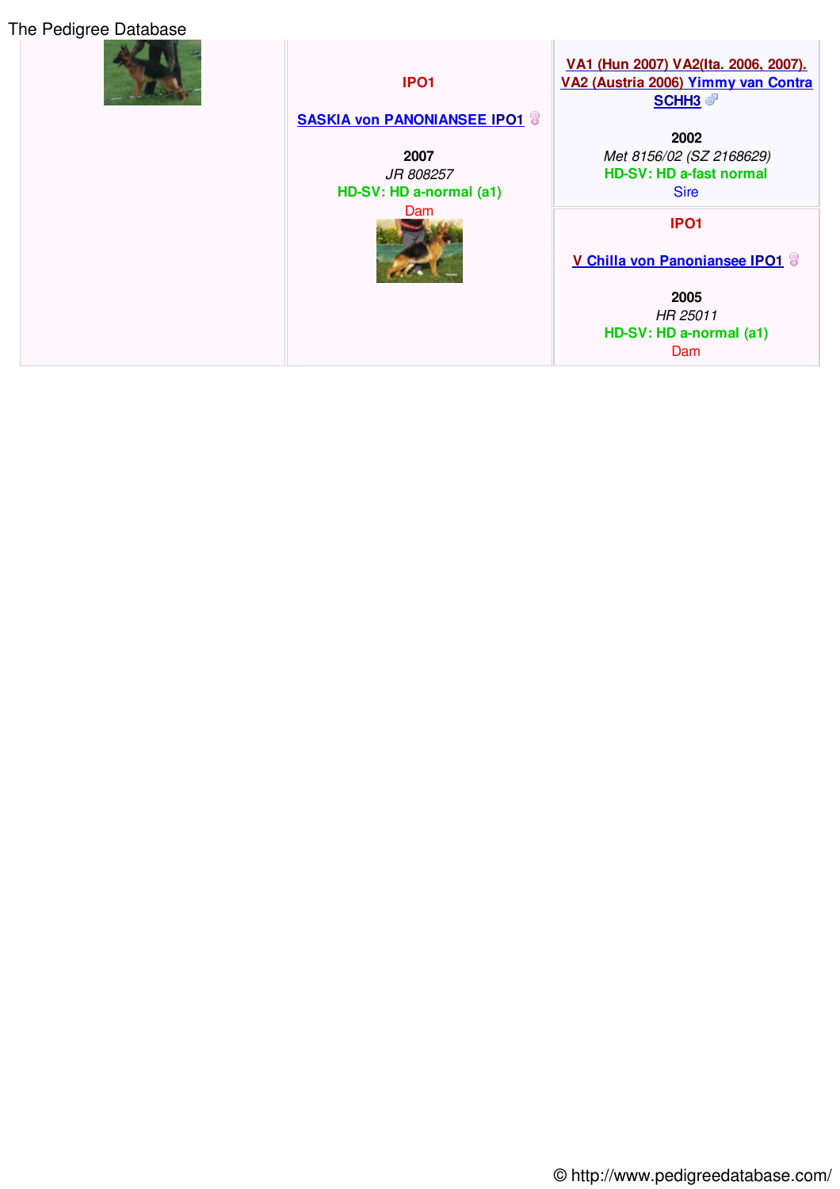| | | |
|---|---|---|
| | IPO1<br><br>SASKIA von PANONIANSEE IPO1<br><br>2007<br>*JR 808257*<br>HD-SV: HD a-normal (a1)<br>Dam | VA1 (Hun 2007) VA2(Ita. 2006, 2007). VA2 (Austria 2006) Yimmy van Contra SCHH3<br><br>2002<br>*Met 8156/02 (SZ 2168629)*<br>HD-SV: HD a-fast normal<br>Sire |
| | | IPO1<br><br>V Chilla von Panoniansee IPO1<br><br>2005<br>*HR 25011*<br>HD-SV: HD a-normal (a1)<br>Dam |